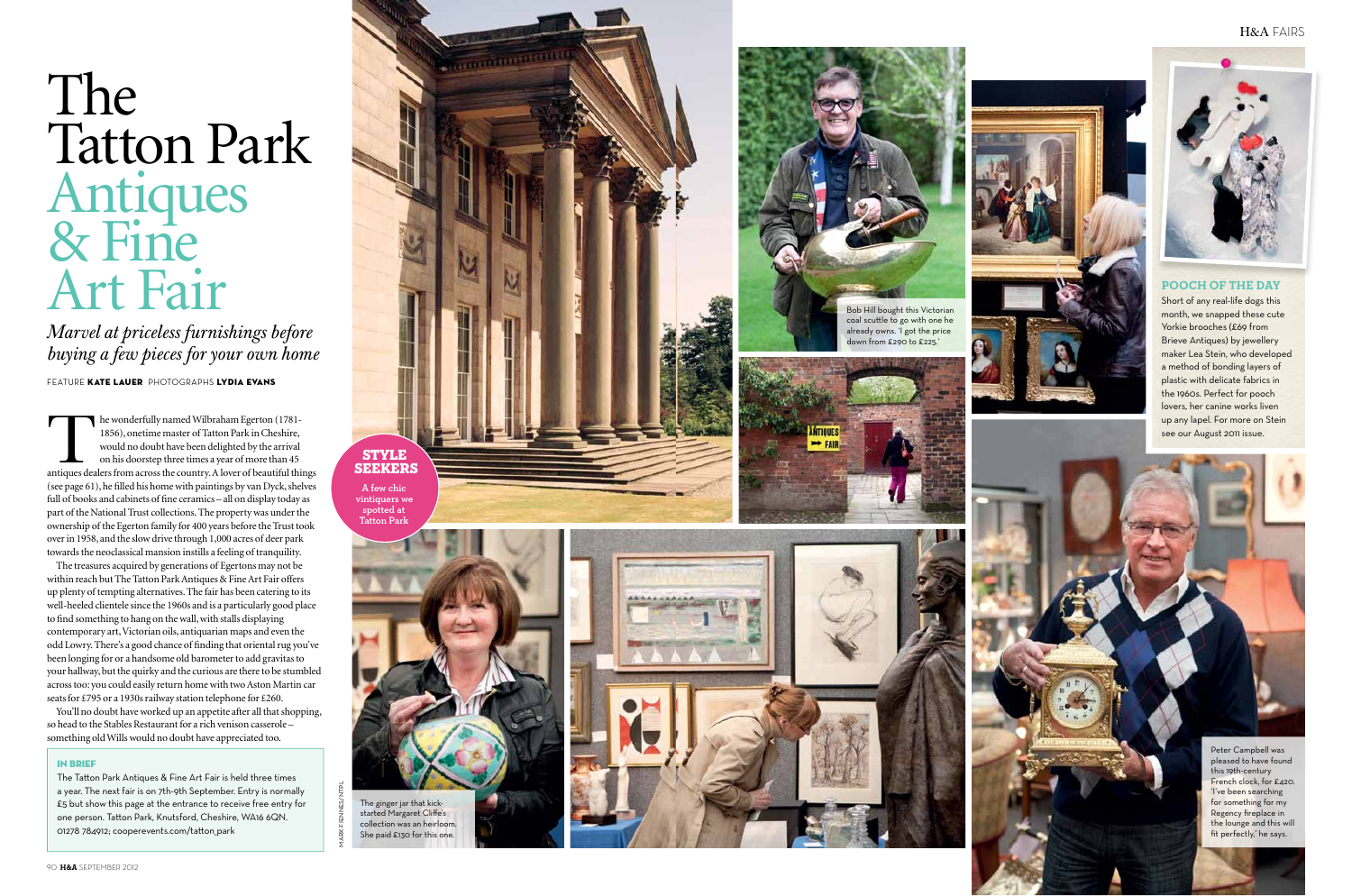# The Tatton Park Antiques & Fine Art Fair

*Marvel at priceless furnishings before buying a few pieces for your own home*

FEATURE **KATE LAUER** PHOTOGRAPHS **LYDIA EVANS**

The wonderfully named Wilbraham Egerton (1781-1856), onetime master of Tatton Park in Cheshire, would no doubt have been delighted by the arrival on his doorstep three times a year of more than 45 antiques dealers from across the country. A lover of beautiful things (see page 61), he filled his home with paintings by van Dyck, shelves full of books and cabinets of fine ceramics – all on display today as part of the National Trust collections. The property was under the ownership of the Egerton family for 400 years before the Trust took over in 1958, and the slow drive through 1,000 acres of deer park towards the neoclassical mansion instills a feeling of tranquility.

The treasures acquired by generations of Egertons may not be within reach but The Tatton Park Antiques & Fine Art Fair offers up plenty of tempting alternatives. The fair has been catering to its well-heeled clientele since the 1960s and is a particularly good place to find something to hang on the wall, with stalls displaying contemporary art, Victorian oils, antiquarian maps and even the odd Lowry. There's a good chance of finding that oriental rug you've been longing for or a handsome old barometer to add gravitas to your hallway, but the quirky and the curious are there to be stumbled across too: you could easily return home with two Aston Martin car seats for £795 or a 1930s railway station telephone for £260.

You'll no doubt have worked up an appetite after all that shopping, so head to the Stables Restaurant for a rich venison casserole – something old Wills would no doubt have appreciated too.

### IN BRIEF

The Tatton Park Antiques & Fine Art Fair is held three times a year. The next fair is on 7th-9th September. Entry is normally £5 but show this page at the entrance to receive free entry for one person. Tatton Park, Knutsford, Cheshire, WA16 6QN. 01278 784912; cooperevents.com/tatton_park

## STYLE SEEKERS

A few chic vintiquers we spotted at Tatton Park

Bob Hill bought this Victorian coal scuttle to go with one he already owns. 'I got the price down from £290 to £225.'

The ginger jar that kick-started Margaret Cliffe's collection was an heirloom. She paid £130 for this one.

MARK FIENNES/NTPL

### POOCH OF THE DAY

Short of any real-life dogs this month, we snapped these cute Yorkie brooches (£69 from Brieve Antiques) by jewellery maker Lea Stein, who developed a method of bonding layers of plastic with delicate fabrics in the 1960s. Perfect for pooch lovers, her canine works liven up any lapel. For more on Stein see our August 2011 issue.

Peter Campbell was pleased to have found this 19th-century French clock, for £420. 'I've been searching for something for my Regency fireplace in the lounge and this will fit perfectly,' he says.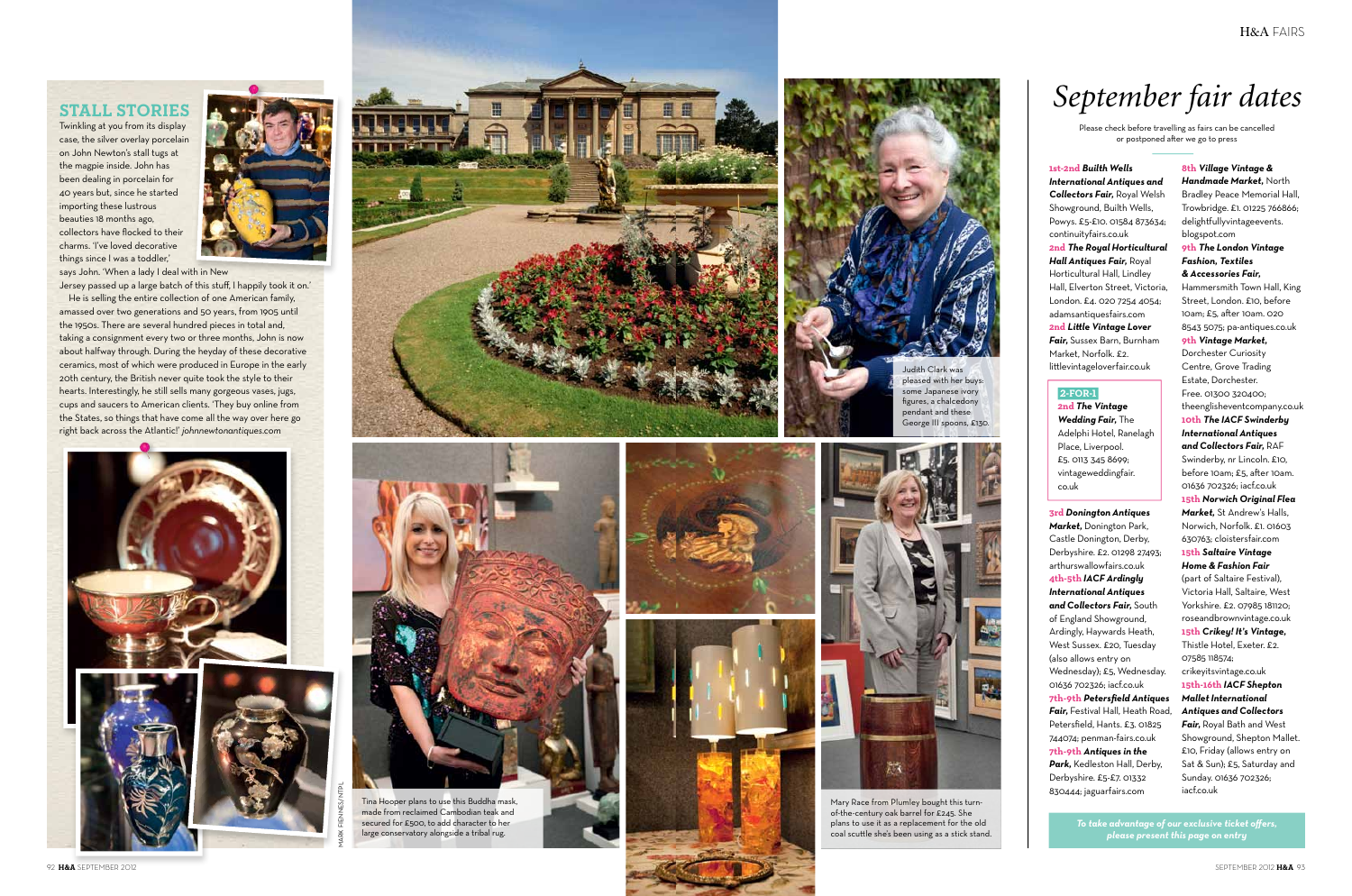## STALL STORIES

Twinkling at you from its display case, the silver overlay porcelain on John Newton's stall tugs at the magpie inside. John has been dealing in porcelain for 40 years but, since he started importing these lustrous beauties 18 months ago, collectors have flocked to their charms. 'I've loved decorative things since I was a toddler,' says John. 'When a lady I deal with in New Jersey passed up a large batch of this stuff, I happily took it on.'

He is selling the entire collection of one American family, amassed over two generations and 50 years, from 1905 until the 1950s. There are several hundred pieces in total and, taking a consignment every two or three months, John is now about halfway through. During the heyday of these decorative ceramics, most of which were produced in Europe in the early 20th century, the British never quite took the style to their hearts. Interestingly, he still sells many gorgeous vases, jugs, cups and saucers to American clients. 'They buy online from the States, so things that have come all the way over here go right back across the Atlantic!' *johnnewtonantiques.com*

Judith Clark was pleased with her buys: some Japanese ivory figures, a chalcedony pendant and these George III spoons, £130.

Tina Hooper plans to use this Buddha mask, made from reclaimed Cambodian teak and secured for £500, to add character to her large conservatory alongside a tribal rug.

Mary Race from Plumley bought this turn-of-the-century oak barrel for £245. She plans to use it as a replacement for the old coal scuttle she's been using as a stick stand.

MARK FIENNES/MTPL

# September fair dates

Please check before travelling as fairs can be cancelled or postponed after we go to press

**1st-2nd** ***Builth Wells International Antiques and Collectors Fair,*** Royal Welsh Showground, Builth Wells, Powys. £5-£10. 01584 873634; continuityfairs.co.uk

**2nd** ***The Royal Horticultural Hall Antiques Fair,*** Royal Horticultural Hall, Lindley Hall, Elverton Street, Victoria, London. £4. 020 7254 4054; adamsantiquesfairs.com

**2nd** ***Little Vintage Lover Fair,*** Sussex Barn, Burnham Market, Norfolk. £2. littlevintageloverfair.co.uk

**2-FOR-1**
**2nd** ***The Vintage Wedding Fair,*** The Adelphi Hotel, Ranelagh Place, Liverpool. £5. 0113 345 8699; vintageweddingfair.co.uk

**3rd** ***Donington Antiques Market,*** Donington Park, Castle Donington, Derby, Derbyshire. £2. 01298 27493; arthurswallowfairs.co.uk

**4th-5th** ***IACF Ardingly International Antiques and Collectors Fair,*** South of England Showground, Ardingly, Haywards Heath, West Sussex. £20, Tuesday (also allows entry on Wednesday); £5, Wednesday. 01636 702326; iacf.co.uk

**7th-9th** ***Petersfield Antiques Fair,*** Festival Hall, Heath Road, Petersfield, Hants. £3. 01825 744074; penman-fairs.co.uk

**7th-9th** ***Antiques in the Park,*** Kedleston Hall, Derby, Derbyshire. £5-£7. 01332 830444; jaguarfairs.com

**8th** ***Village Vintage & Handmade Market,*** North Bradley Peace Memorial Hall, Trowbridge. £1. 01225 766866; delightfullyvintageevents.blogspot.com

**9th** ***The London Vintage Fashion, Textiles & Accessories Fair,*** Hammersmith Town Hall, King Street, London. £10, before 10am; £5, after 10am. 020 8543 5075; pa-antiques.co.uk

**9th** ***Vintage Market,*** Dorchester Curiosity Centre, Grove Trading Estate, Dorchester. Free. 01300 320400; theenglisheventcompany.co.uk

**10th** ***The IACF Swinderby International Antiques and Collectors Fair,*** RAF Swinderby, nr Lincoln. £10, before 10am; £5, after 10am. 01636 702326; iacf.co.uk

**15th** ***Norwich Original Flea Market,*** St Andrew's Halls, Norwich, Norfolk. £1. 01603 630763; cloistersfair.com

**15th** ***Saltaire Vintage Home & Fashion Fair*** (part of Saltaire Festival), Victoria Hall, Saltaire, West Yorkshire. £2. 07985 181120; roseandbrownvintage.co.uk

**15th** ***Crikey! It's Vintage,*** Thistle Hotel, Exeter. £2. 07585 118574; crikeyitsvintage.co.uk

**15th-16th** ***IACF Shepton Mallet International Antiques and Collectors Fair,*** Royal Bath and West Showground, Shepton Mallet. £10, Friday (allows entry on Sat & Sun); £5, Saturday and Sunday. 01636 702326; iacf.co.uk

*To take advantage of our exclusive ticket offers, please present this page on entry*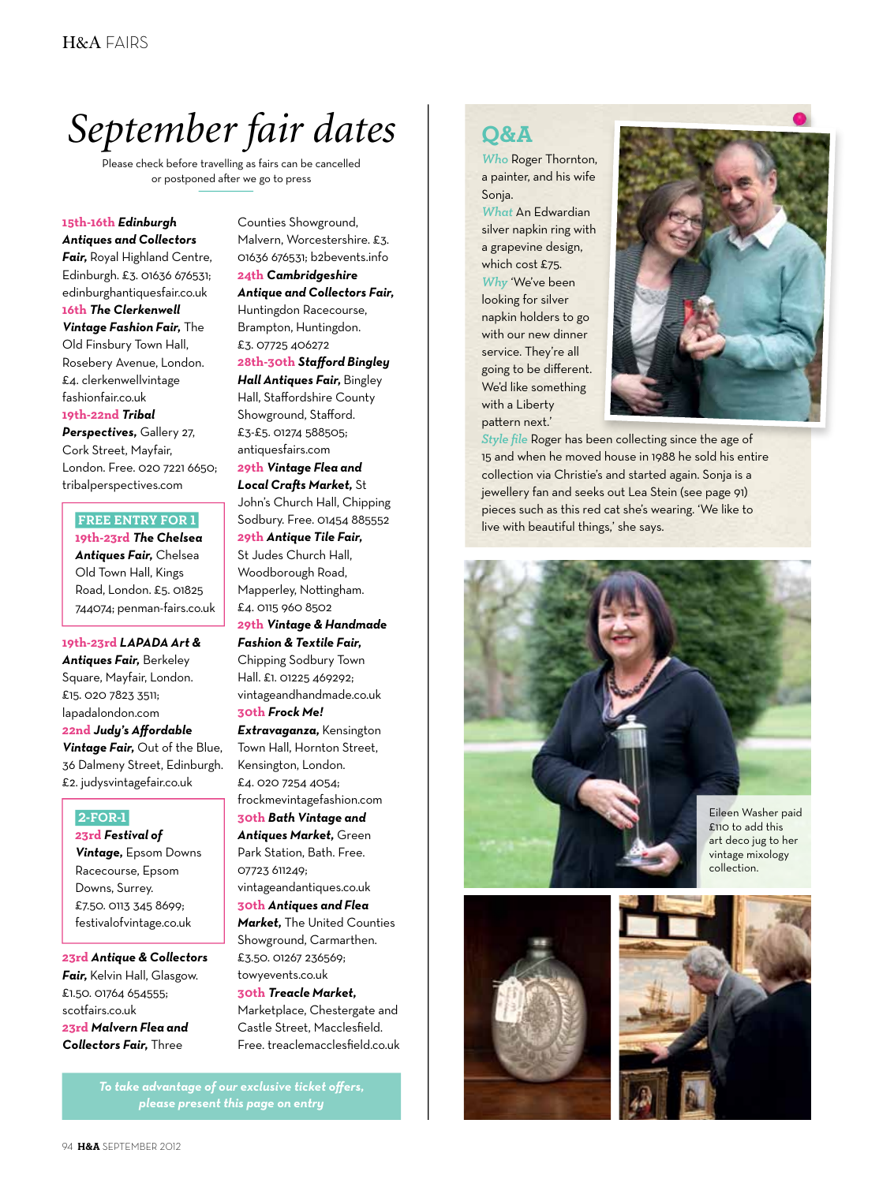# September fair dates

Please check before travelling as fairs can be cancelled or postponed after we go to press

**15th-16th *Edinburgh Antiques and Collectors Fair,*** Royal Highland Centre, Edinburgh. £3. 01636 676531; edinburghantiquesfair.co.uk

**16th *The Clerkenwell Vintage Fashion Fair,*** The Old Finsbury Town Hall, Rosebery Avenue, London. £4. clerkenwellvintage fashionfair.co.uk

**19th-22nd *Tribal Perspectives,*** Gallery 27, Cork Street, Mayfair, London. Free. 020 7221 6650; tribalperspectives.com

**FREE ENTRY FOR 1**
**19th-23rd *The Chelsea Antiques Fair,*** Chelsea Old Town Hall, Kings Road, London. £5. 01825 744074; penman-fairs.co.uk

**19th-23rd *LAPADA Art & Antiques Fair,*** Berkeley Square, Mayfair, London. £15. 020 7823 3511; lapadalondon.com

**22nd *Judy's Affordable Vintage Fair,*** Out of the Blue, 36 Dalmeny Street, Edinburgh. £2. judysvintagefair.co.uk

**2-FOR-1**
**23rd *Festival of Vintage,*** Epsom Downs Racecourse, Epsom Downs, Surrey. £7.50. 0113 345 8699; festivalofvintage.co.uk

**23rd *Antique & Collectors Fair,*** Kelvin Hall, Glasgow. £1.50. 01764 654555; scotfairs.co.uk

**23rd *Malvern Flea and Collectors Fair,*** Three Counties Showground, Malvern, Worcestershire. £3. 01636 676531; b2bevents.info

**24th *Cambridgeshire Antique and Collectors Fair,*** Huntingdon Racecourse, Brampton, Huntingdon. £3. 07725 406272

**28th-30th *Stafford Bingley Hall Antiques Fair,*** Bingley Hall, Staffordshire County Showground, Stafford. £3-£5. 01274 588505; antiquesfairs.com

**29th *Vintage Flea and Local Crafts Market,*** St John's Church Hall, Chipping Sodbury. Free. 01454 885552

**29th *Antique Tile Fair,*** St Judes Church Hall, Woodborough Road, Mapperley, Nottingham. £4. 0115 960 8502

**29th *Vintage & Handmade Fashion & Textile Fair,*** Chipping Sodbury Town Hall. £1. 01225 469292; vintageandhandmade.co.uk

**30th *Frock Me! Extravaganza,*** Kensington Town Hall, Hornton Street, Kensington, London. £4. 020 7254 4054; frockmevintagefashion.com

**30th *Bath Vintage and Antiques Market,*** Green Park Station, Bath. Free. 07723 611249; vintageandantiques.co.uk

**30th *Antiques and Flea Market,*** The United Counties Showground, Carmarthen. £3.50. 01267 236569; towyevents.co.uk

**30th *Treacle Market,*** Marketplace, Chestergate and Castle Street, Macclesfield. Free. treaclemacclesfield.co.uk

***To take advantage of our exclusive ticket offers, please present this page on entry***

## Q&A

*Who* Roger Thornton, a painter, and his wife Sonja.

*What* An Edwardian silver napkin ring with a grapevine design, which cost £75.

*Why* 'We've been looking for silver napkin holders to go with our new dinner service. They're all going to be different. We'd like something with a Liberty pattern next.'

*Style file* Roger has been collecting since the age of 15 and when he moved house in 1988 he sold his entire collection via Christie's and started again. Sonja is a jewellery fan and seeks out Lea Stein (see page 91) pieces such as this red cat she's wearing. 'We like to live with beautiful things,' she says.

Eileen Washer paid £110 to add this art deco jug to her vintage mixology collection.